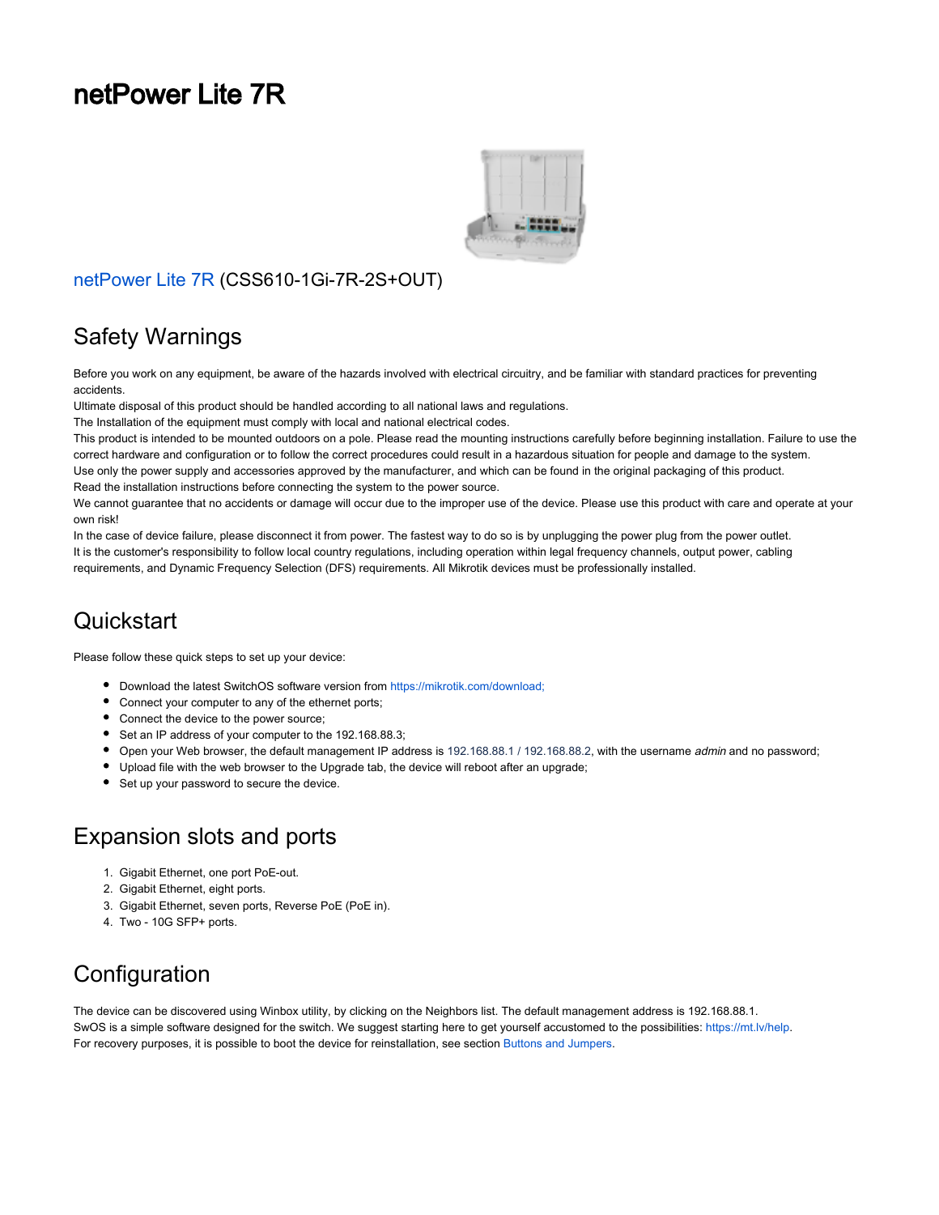# netPower Lite 7R

netPower Lite 7R (CSS610-1Gi-7R-2S+OUT)

## Safety Warnings

Before you work on any equipment, be aware of the hazards involved with electrical circuitry, and be familiar with standard practices for preventing accidents.
Ultimate disposal of this product should be handled according to all national laws and regulations.
The Installation of the equipment must comply with local and national electrical codes.
This product is intended to be mounted outdoors on a pole. Please read the mounting instructions carefully before beginning installation. Failure to use the correct hardware and configuration or to follow the correct procedures could result in a hazardous situation for people and damage to the system.
Use only the power supply and accessories approved by the manufacturer, and which can be found in the original packaging of this product.
Read the installation instructions before connecting the system to the power source.
We cannot guarantee that no accidents or damage will occur due to the improper use of the device. Please use this product with care and operate at your own risk!
In the case of device failure, please disconnect it from power. The fastest way to do so is by unplugging the power plug from the power outlet.
It is the customer's responsibility to follow local country regulations, including operation within legal frequency channels, output power, cabling requirements, and Dynamic Frequency Selection (DFS) requirements. All Mikrotik devices must be professionally installed.

## Quickstart

Please follow these quick steps to set up your device:

- Download the latest SwitchOS software version from https://mikrotik.com/download;
- Connect your computer to any of the ethernet ports;
- Connect the device to the power source;
- Set an IP address of your computer to the 192.168.88.3;
- Open your Web browser, the default management IP address is 192.168.88.1 / 192.168.88.2, with the username *admin* and no password;
- Upload file with the web browser to the Upgrade tab, the device will reboot after an upgrade;
- Set up your password to secure the device.

## Expansion slots and ports

1. Gigabit Ethernet, one port PoE-out.
2. Gigabit Ethernet, eight ports.
3. Gigabit Ethernet, seven ports, Reverse PoE (PoE in).
4. Two - 10G SFP+ ports.

## Configuration

The device can be discovered using Winbox utility, by clicking on the Neighbors list. The default management address is 192.168.88.1.
SwOS is a simple software designed for the switch. We suggest starting here to get yourself accustomed to the possibilities: https://mt.lv/help.
For recovery purposes, it is possible to boot the device for reinstallation, see section Buttons and Jumpers.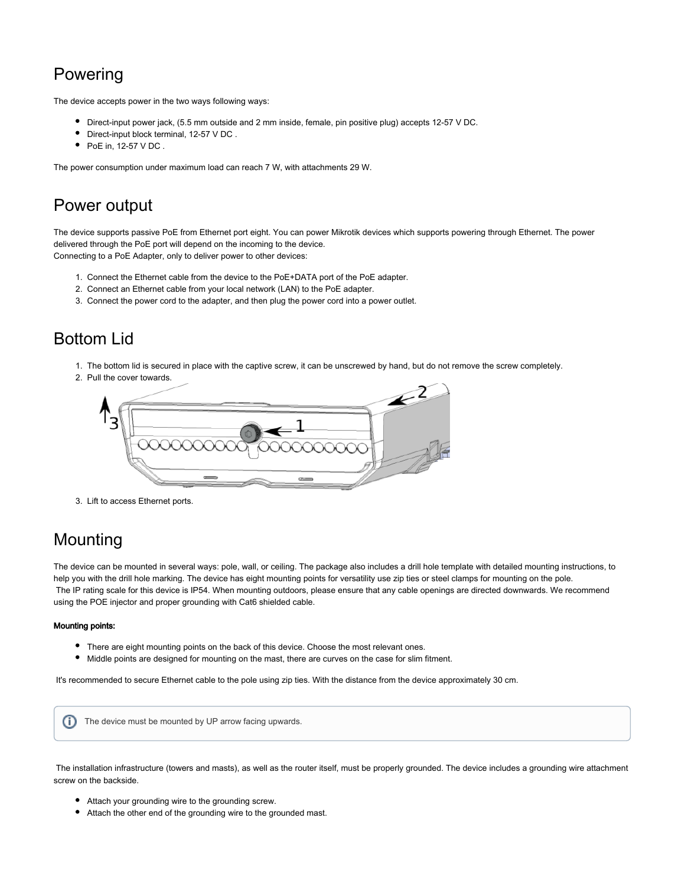# Powering

The device accepts power in the two ways following ways:

- Direct-input power jack, (5.5 mm outside and 2 mm inside, female, pin positive plug) accepts 12-57 V DC.
- Direct-input block terminal, 12-57 V DC .
- PoE in, 12-57 V DC .

The power consumption under maximum load can reach 7 W, with attachments 29 W.

# Power output

The device supports passive PoE from Ethernet port eight. You can power Mikrotik devices which supports powering through Ethernet. The power delivered through the PoE port will depend on the incoming to the device.
Connecting to a PoE Adapter, only to deliver power to other devices:

1. Connect the Ethernet cable from the device to the PoE+DATA port of the PoE adapter.
2. Connect an Ethernet cable from your local network (LAN) to the PoE adapter.
3. Connect the power cord to the adapter, and then plug the power cord into a power outlet.

# Bottom Lid

1. The bottom lid is secured in place with the captive screw, it can be unscrewed by hand, but do not remove the screw completely.
2. Pull the cover towards.
3. Lift to access Ethernet ports.

# Mounting

The device can be mounted in several ways: pole, wall, or ceiling. The package also includes a drill hole template with detailed mounting instructions, to help you with the drill hole marking. The device has eight mounting points for versatility use zip ties or steel clamps for mounting on the pole.
The IP rating scale for this device is IP54. When mounting outdoors, please ensure that any cable openings are directed downwards. We recommend using the POE injector and proper grounding with Cat6 shielded cable.

**Mounting points:**

- There are eight mounting points on the back of this device. Choose the most relevant ones.
- Middle points are designed for mounting on the mast, there are curves on the case for slim fitment.

It's recommended to secure Ethernet cable to the pole using zip ties. With the distance from the device approximately 30 cm.

> The device must be mounted by UP arrow facing upwards.

The installation infrastructure (towers and masts), as well as the router itself, must be properly grounded. The device includes a grounding wire attachment screw on the backside.

- Attach your grounding wire to the grounding screw.
- Attach the other end of the grounding wire to the grounded mast.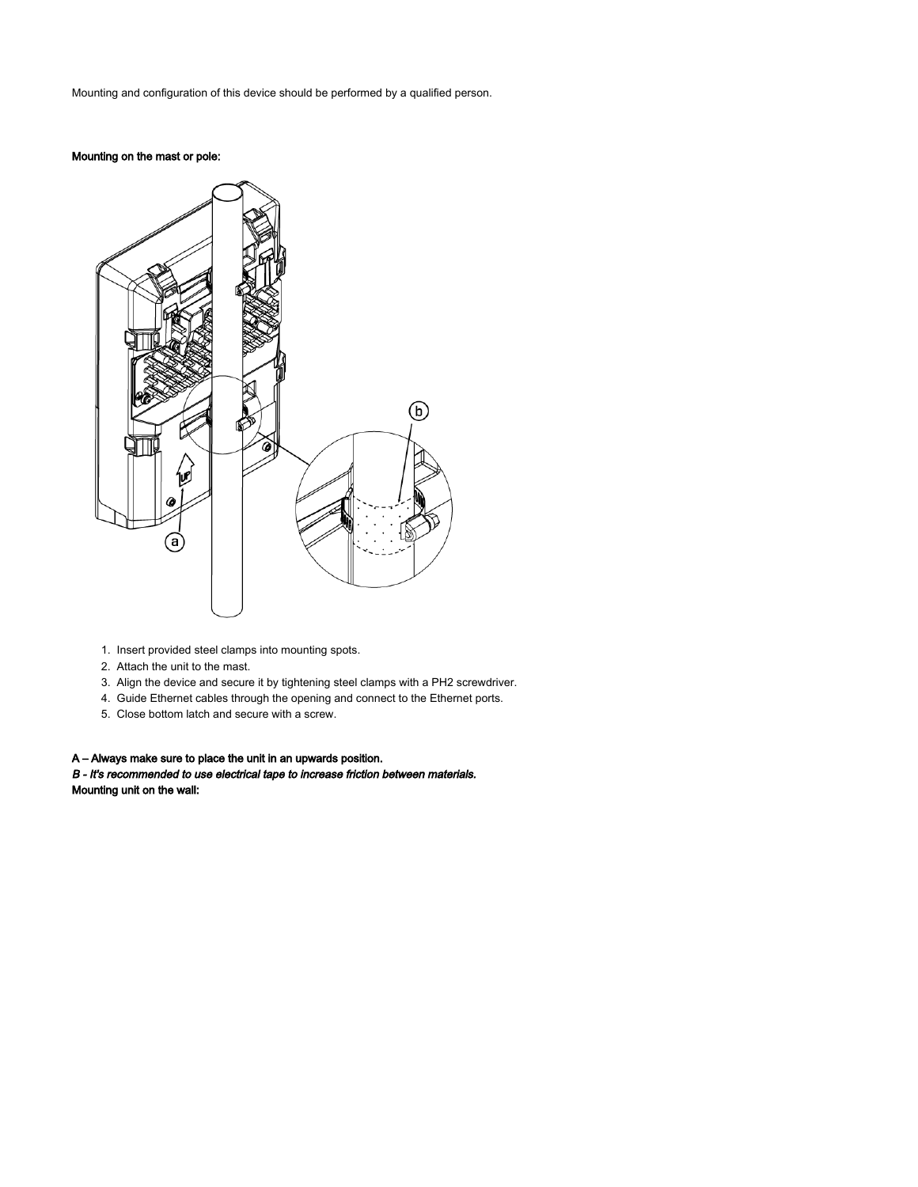Mounting and configuration of this device should be performed by a qualified person.

**Mounting on the mast or pole:**

1. Insert provided steel clamps into mounting spots.
2. Attach the unit to the mast.
3. Align the device and secure it by tightening steel clamps with a PH2 screwdriver.
4. Guide Ethernet cables through the opening and connect to the Ethernet ports.
5. Close bottom latch and secure with a screw.

**A – Always make sure to place the unit in an upwards position.**

***B - It's recommended to use electrical tape to increase friction between materials.***

**Mounting unit on the wall:**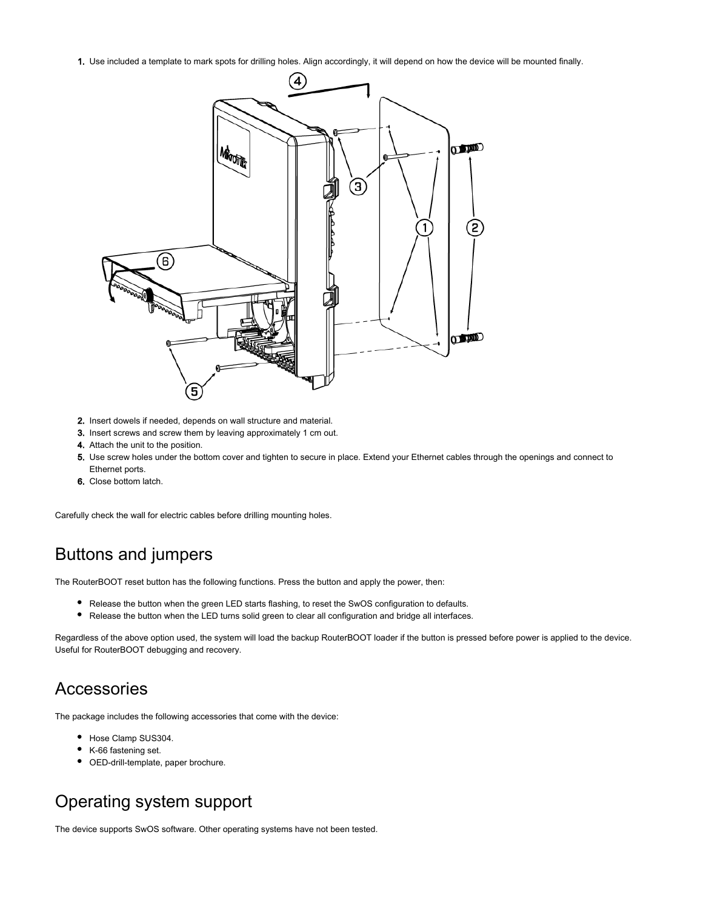1. Use included a template to mark spots for drilling holes. Align accordingly, it will depend on how the device will be mounted finally.

2. Insert dowels if needed, depends on wall structure and material.
3. Insert screws and screw them by leaving approximately 1 cm out.
4. Attach the unit to the position.
5. Use screw holes under the bottom cover and tighten to secure in place. Extend your Ethernet cables through the openings and connect to Ethernet ports.
6. Close bottom latch.

Carefully check the wall for electric cables before drilling mounting holes.

## Buttons and jumpers

The RouterBOOT reset button has the following functions. Press the button and apply the power, then:

- Release the button when the green LED starts flashing, to reset the SwOS configuration to defaults.
- Release the button when the LED turns solid green to clear all configuration and bridge all interfaces.

Regardless of the above option used, the system will load the backup RouterBOOT loader if the button is pressed before power is applied to the device. Useful for RouterBOOT debugging and recovery.

## Accessories

The package includes the following accessories that come with the device:

- Hose Clamp SUS304.
- K-66 fastening set.
- OED-drill-template, paper brochure.

## Operating system support

The device supports SwOS software. Other operating systems have not been tested.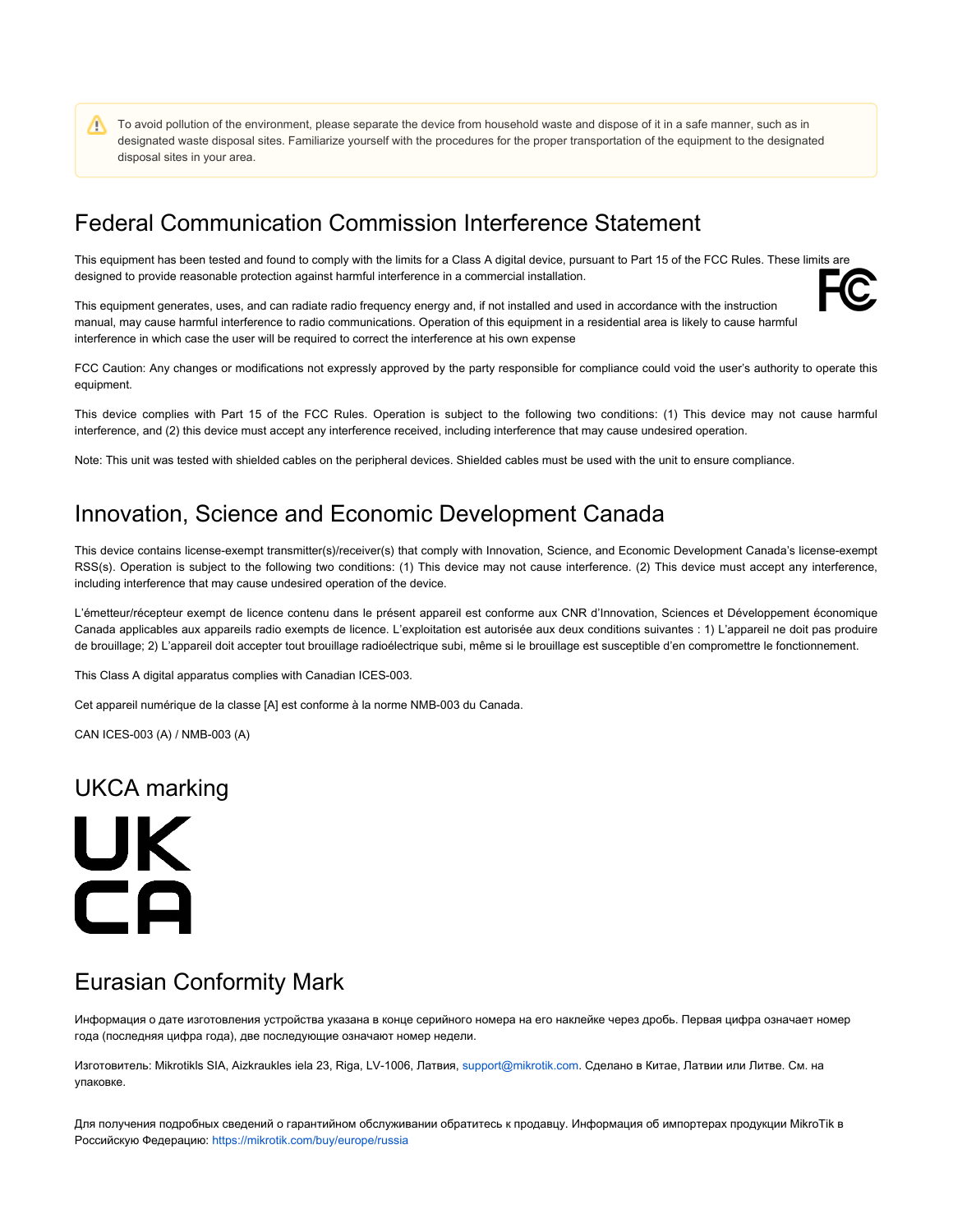> ⚠️ To avoid pollution of the environment, please separate the device from household waste and dispose of it in a safe manner, such as in designated waste disposal sites. Familiarize yourself with the procedures for the proper transportation of the equipment to the designated disposal sites in your area.

# Federal Communication Commission Interference Statement

This equipment has been tested and found to comply with the limits for a Class A digital device, pursuant to Part 15 of the FCC Rules. These limits are designed to provide reasonable protection against harmful interference in a commercial installation.

This equipment generates, uses, and can radiate radio frequency energy and, if not installed and used in accordance with the instruction manual, may cause harmful interference to radio communications. Operation of this equipment in a residential area is likely to cause harmful interference in which case the user will be required to correct the interference at his own expense

FCC Caution: Any changes or modifications not expressly approved by the party responsible for compliance could void the user's authority to operate this equipment.

This device complies with Part 15 of the FCC Rules. Operation is subject to the following two conditions: (1) This device may not cause harmful interference, and (2) this device must accept any interference received, including interference that may cause undesired operation.

Note: This unit was tested with shielded cables on the peripheral devices. Shielded cables must be used with the unit to ensure compliance.

# Innovation, Science and Economic Development Canada

This device contains license-exempt transmitter(s)/receiver(s) that comply with Innovation, Science, and Economic Development Canada's license-exempt RSS(s). Operation is subject to the following two conditions: (1) This device may not cause interference. (2) This device must accept any interference, including interference that may cause undesired operation of the device.

L'émetteur/récepteur exempt de licence contenu dans le présent appareil est conforme aux CNR d'Innovation, Sciences et Développement économique Canada applicables aux appareils radio exempts de licence. L'exploitation est autorisée aux deux conditions suivantes : 1) L'appareil ne doit pas produire de brouillage; 2) L'appareil doit accepter tout brouillage radioélectrique subi, même si le brouillage est susceptible d'en compromettre le fonctionnement.

This Class A digital apparatus complies with Canadian ICES-003.

Cet appareil numérique de la classe [A] est conforme à la norme NMB-003 du Canada.

CAN ICES-003 (A) / NMB-003 (A)

# UKCA marking

# Eurasian Conformity Mark

Информация о дате изготовления устройства указана в конце серийного номера на его наклейке через дробь. Первая цифра означает номер года (последняя цифра года), две последующие означают номер недели.

Изготовитель: Mikrotikls SIA, Aizkraukles iela 23, Riga, LV-1006, Латвия, support@mikrotik.com. Сделано в Китае, Латвии или Литве. См. на упаковке.

Для получения подробных сведений о гарантийном обслуживании обратитесь к продавцу. Информация об импортерах продукции MikroTik в Российскую Федерацию: https://mikrotik.com/buy/europe/russia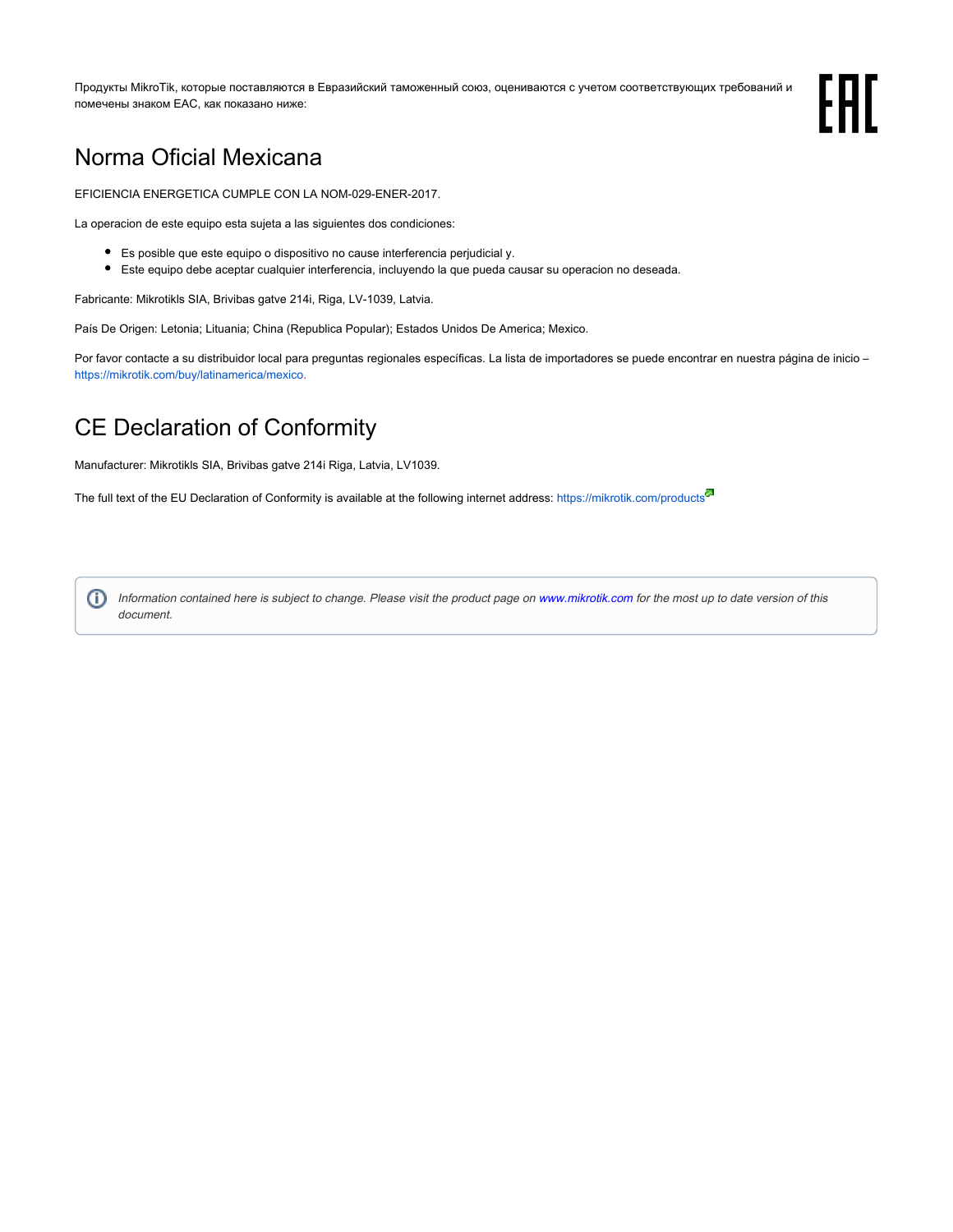Продукты MikroTik, которые поставляются в Евразийский таможенный союз, оцениваются с учетом соответствующих требований и помечены знаком EAC, как показано ниже:

## Norma Oficial Mexicana

EFICIENCIA ENERGETICA CUMPLE CON LA NOM-029-ENER-2017.

La operacion de este equipo esta sujeta a las siguientes dos condiciones:

- Es posible que este equipo o dispositivo no cause interferencia perjudicial y.
- Este equipo debe aceptar cualquier interferencia, incluyendo la que pueda causar su operacion no deseada.

Fabricante: Mikrotikls SIA, Brivibas gatve 214i, Riga, LV-1039, Latvia.

País De Origen: Letonia; Lituania; China (Republica Popular); Estados Unidos De America; Mexico.

Por favor contacte a su distribuidor local para preguntas regionales específicas. La lista de importadores se puede encontrar en nuestra página de inicio – https://mikrotik.com/buy/latinamerica/mexico.

## CE Declaration of Conformity

Manufacturer: Mikrotikls SIA, Brivibas gatve 214i Riga, Latvia, LV1039.

The full text of the EU Declaration of Conformity is available at the following internet address: https://mikrotik.com/products

*Information contained here is subject to change. Please visit the product page on www.mikrotik.com for the most up to date version of this document.*